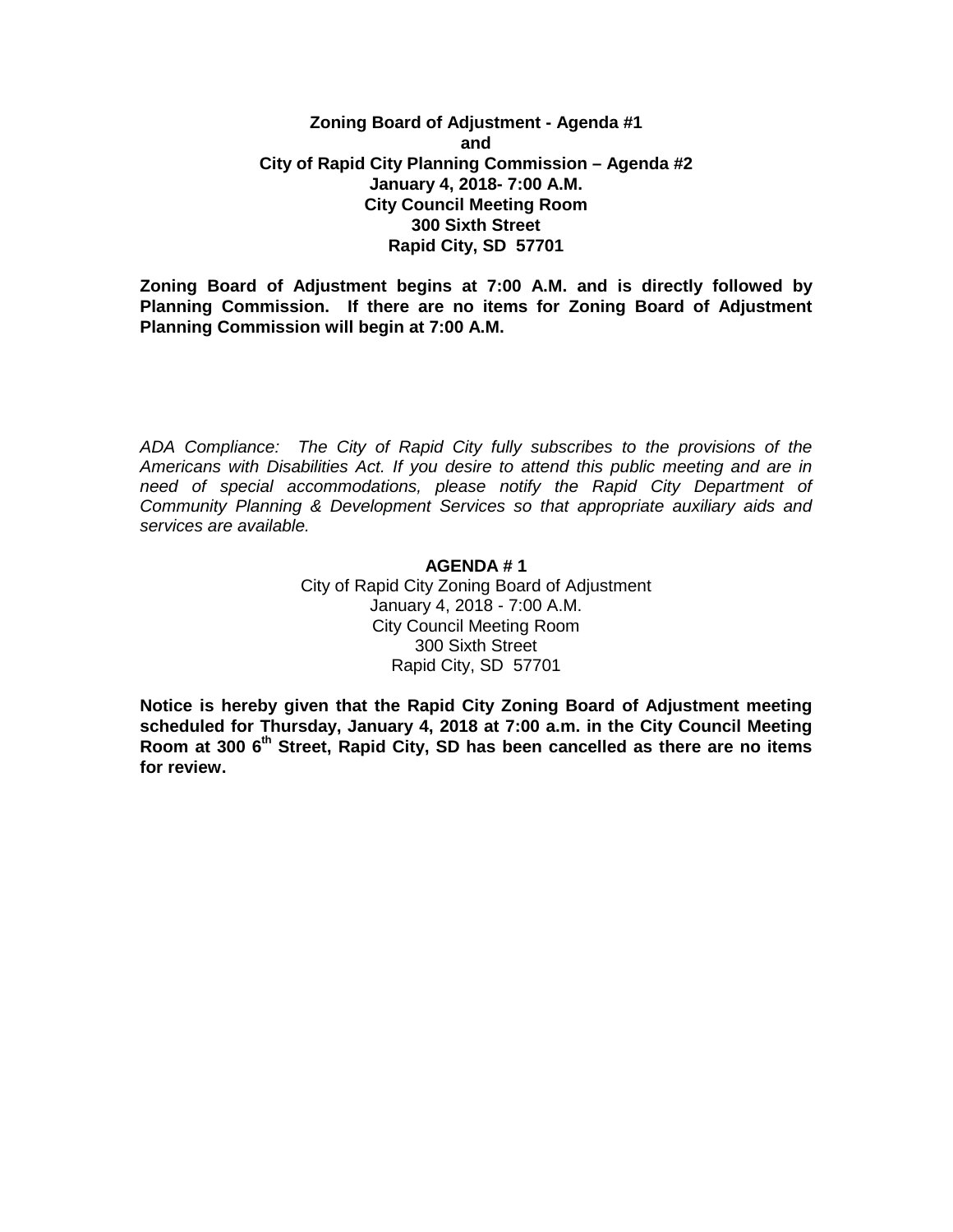**Zoning Board of Adjustment - Agenda #1**
**and**
**City of Rapid City Planning Commission – Agenda #2**
**January 4, 2018- 7:00 A.M.**
**City Council Meeting Room**
**300 Sixth Street**
**Rapid City, SD 57701**

**Zoning Board of Adjustment begins at 7:00 A.M. and is directly followed by Planning Commission. If there are no items for Zoning Board of Adjustment Planning Commission will begin at 7:00 A.M.**

*ADA Compliance: The City of Rapid City fully subscribes to the provisions of the Americans with Disabilities Act. If you desire to attend this public meeting and are in need of special accommodations, please notify the Rapid City Department of Community Planning & Development Services so that appropriate auxiliary aids and services are available.*

**AGENDA # 1**

City of Rapid City Zoning Board of Adjustment
January 4, 2018 - 7:00 A.M.
City Council Meeting Room
300 Sixth Street
Rapid City, SD 57701

**Notice is hereby given that the Rapid City Zoning Board of Adjustment meeting scheduled for Thursday, January 4, 2018 at 7:00 a.m. in the City Council Meeting Room at 300 6th Street, Rapid City, SD has been cancelled as there are no items for review.**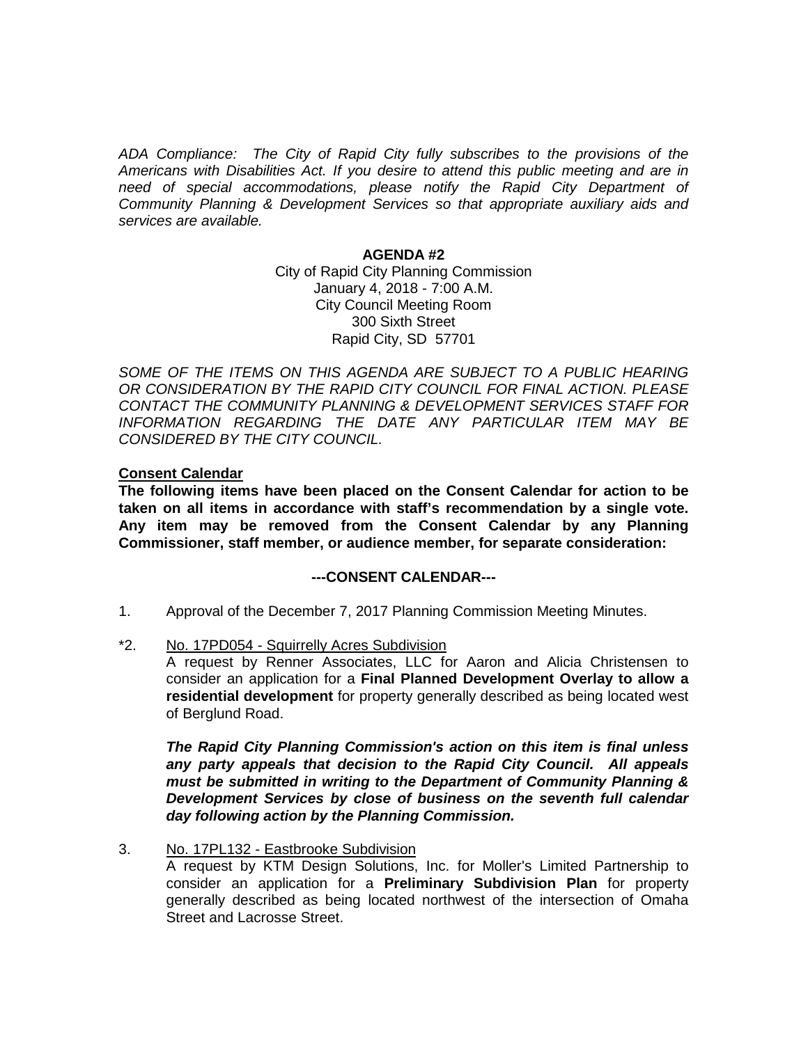*ADA Compliance: The City of Rapid City fully subscribes to the provisions of the Americans with Disabilities Act. If you desire to attend this public meeting and are in need of special accommodations, please notify the Rapid City Department of Community Planning & Development Services so that appropriate auxiliary aids and services are available.*

**AGENDA #2**

City of Rapid City Planning Commission
January 4, 2018 - 7:00 A.M.
City Council Meeting Room
300 Sixth Street
Rapid City, SD 57701

*SOME OF THE ITEMS ON THIS AGENDA ARE SUBJECT TO A PUBLIC HEARING OR CONSIDERATION BY THE RAPID CITY COUNCIL FOR FINAL ACTION. PLEASE CONTACT THE COMMUNITY PLANNING & DEVELOPMENT SERVICES STAFF FOR INFORMATION REGARDING THE DATE ANY PARTICULAR ITEM MAY BE CONSIDERED BY THE CITY COUNCIL.*

**Consent Calendar**

**The following items have been placed on the Consent Calendar for action to be taken on all items in accordance with staff's recommendation by a single vote. Any item may be removed from the Consent Calendar by any Planning Commissioner, staff member, or audience member, for separate consideration:**

**---CONSENT CALENDAR---**

1. Approval of the December 7, 2017 Planning Commission Meeting Minutes.

*2. No. 17PD054 - Squirrelly Acres Subdivision
A request by Renner Associates, LLC for Aaron and Alicia Christensen to consider an application for a **Final Planned Development Overlay to allow a residential development** for property generally described as being located west of Berglund Road.

***The Rapid City Planning Commission's action on this item is final unless any party appeals that decision to the Rapid City Council. All appeals must be submitted in writing to the Department of Community Planning & Development Services by close of business on the seventh full calendar day following action by the Planning Commission.***

3. No. 17PL132 - Eastbrooke Subdivision
A request by KTM Design Solutions, Inc. for Moller's Limited Partnership to consider an application for a **Preliminary Subdivision Plan** for property generally described as being located northwest of the intersection of Omaha Street and Lacrosse Street.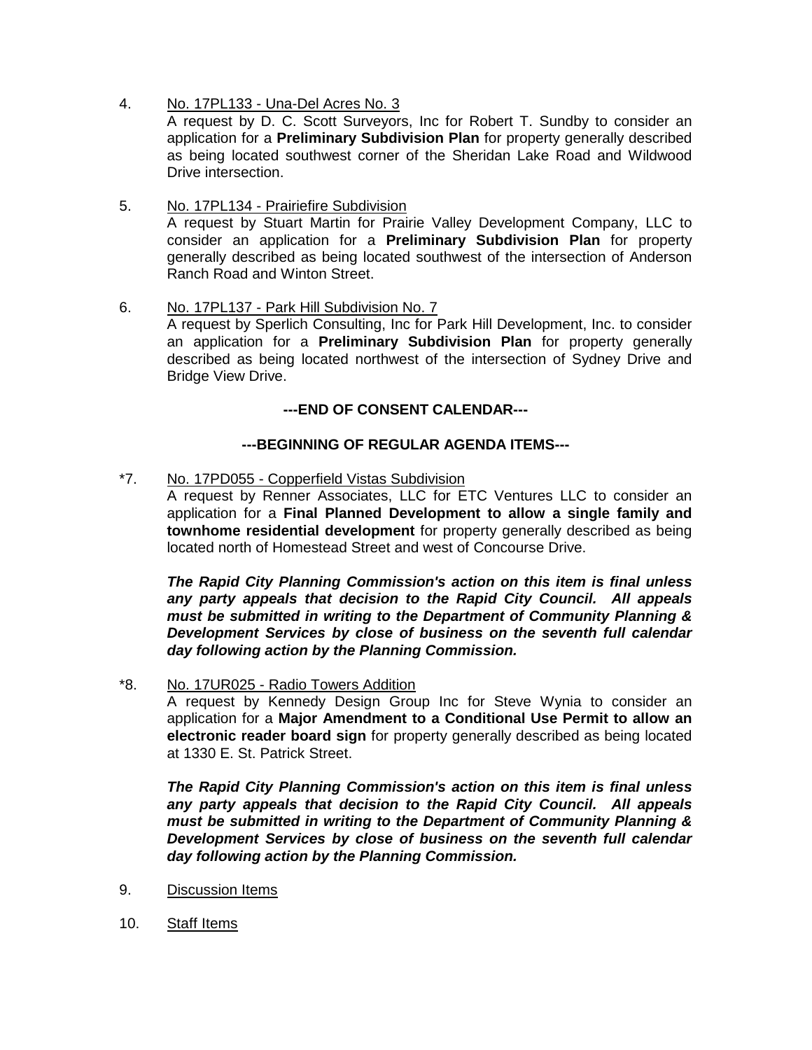4. <u>No. 17PL133 - Una-Del Acres No. 3</u>
   A request by D. C. Scott Surveyors, Inc for Robert T. Sundby to consider an application for a **Preliminary Subdivision Plan** for property generally described as being located southwest corner of the Sheridan Lake Road and Wildwood Drive intersection.

5. <u>No. 17PL134 - Prairiefire Subdivision</u>
   A request by Stuart Martin for Prairie Valley Development Company, LLC to consider an application for a **Preliminary Subdivision Plan** for property generally described as being located southwest of the intersection of Anderson Ranch Road and Winton Street.

6. <u>No. 17PL137 - Park Hill Subdivision No. 7</u>
   A request by Sperlich Consulting, Inc for Park Hill Development, Inc. to consider an application for a **Preliminary Subdivision Plan** for property generally described as being located northwest of the intersection of Sydney Drive and Bridge View Drive.

**---END OF CONSENT CALENDAR---**

**---BEGINNING OF REGULAR AGENDA ITEMS---**

*7. <u>No. 17PD055 - Copperfield Vistas Subdivision</u>
   A request by Renner Associates, LLC for ETC Ventures LLC to consider an application for a **Final Planned Development to allow a single family and townhome residential development** for property generally described as being located north of Homestead Street and west of Concourse Drive.

   ***The Rapid City Planning Commission's action on this item is final unless any party appeals that decision to the Rapid City Council. All appeals must be submitted in writing to the Department of Community Planning & Development Services by close of business on the seventh full calendar day following action by the Planning Commission.***

*8. <u>No. 17UR025 - Radio Towers Addition</u>
   A request by Kennedy Design Group Inc for Steve Wynia to consider an application for a **Major Amendment to a Conditional Use Permit to allow an electronic reader board sign** for property generally described as being located at 1330 E. St. Patrick Street.

   ***The Rapid City Planning Commission's action on this item is final unless any party appeals that decision to the Rapid City Council. All appeals must be submitted in writing to the Department of Community Planning & Development Services by close of business on the seventh full calendar day following action by the Planning Commission.***

9. <u>Discussion Items</u>

10. <u>Staff Items</u>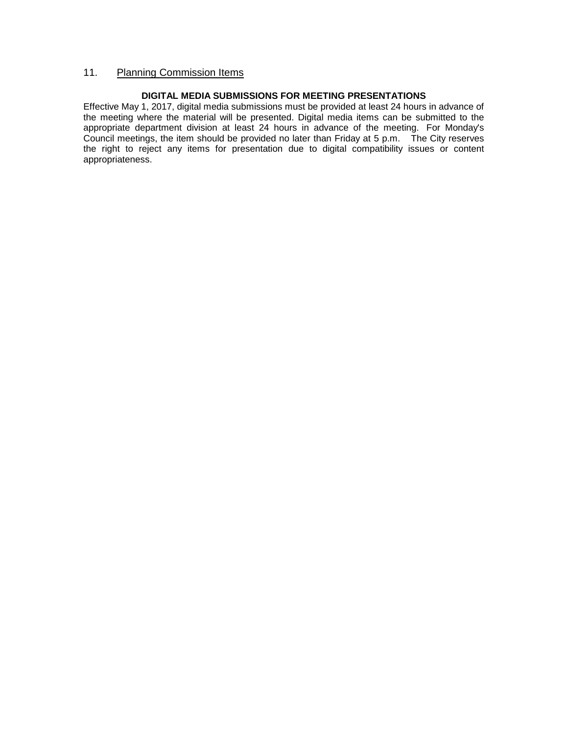11. Planning Commission Items

**DIGITAL MEDIA SUBMISSIONS FOR MEETING PRESENTATIONS**

Effective May 1, 2017, digital media submissions must be provided at least 24 hours in advance of the meeting where the material will be presented. Digital media items can be submitted to the appropriate department division at least 24 hours in advance of the meeting. For Monday's Council meetings, the item should be provided no later than Friday at 5 p.m. The City reserves the right to reject any items for presentation due to digital compatibility issues or content appropriateness.